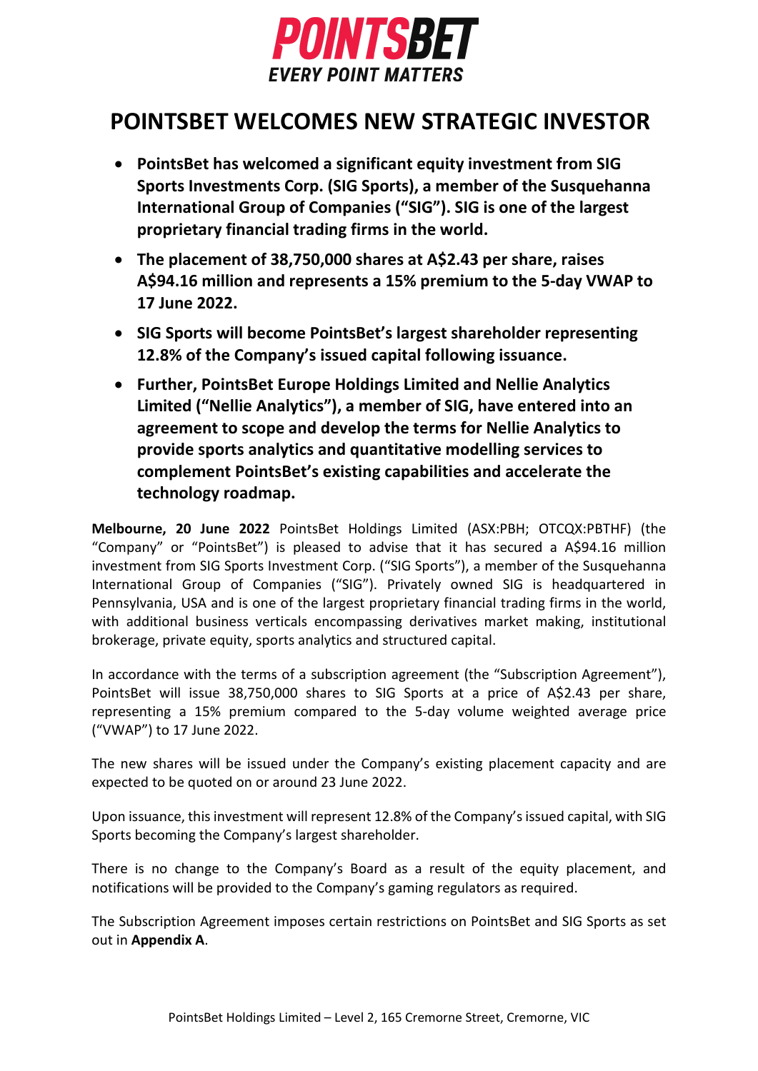**POINTSBET**
***EVERY POINT MATTERS***

# POINTSBET WELCOMES NEW STRATEGIC INVESTOR

- **PointsBet has welcomed a significant equity investment from SIG Sports Investments Corp. (SIG Sports), a member of the Susquehanna International Group of Companies ("SIG"). SIG is one of the largest proprietary financial trading firms in the world.**
- **The placement of 38,750,000 shares at A$2.43 per share, raises A$94.16 million and represents a 15% premium to the 5-day VWAP to 17 June 2022.**
- **SIG Sports will become PointsBet's largest shareholder representing 12.8% of the Company's issued capital following issuance.**
- **Further, PointsBet Europe Holdings Limited and Nellie Analytics Limited ("Nellie Analytics"), a member of SIG, have entered into an agreement to scope and develop the terms for Nellie Analytics to provide sports analytics and quantitative modelling services to complement PointsBet's existing capabilities and accelerate the technology roadmap.**

**Melbourne, 20 June 2022** PointsBet Holdings Limited (ASX:PBH; OTCQX:PBTHF) (the "Company" or "PointsBet") is pleased to advise that it has secured a A$94.16 million investment from SIG Sports Investment Corp. ("SIG Sports"), a member of the Susquehanna International Group of Companies ("SIG"). Privately owned SIG is headquartered in Pennsylvania, USA and is one of the largest proprietary financial trading firms in the world, with additional business verticals encompassing derivatives market making, institutional brokerage, private equity, sports analytics and structured capital.

In accordance with the terms of a subscription agreement (the "Subscription Agreement"), PointsBet will issue 38,750,000 shares to SIG Sports at a price of A$2.43 per share, representing a 15% premium compared to the 5-day volume weighted average price ("VWAP") to 17 June 2022.

The new shares will be issued under the Company's existing placement capacity and are expected to be quoted on or around 23 June 2022.

Upon issuance, this investment will represent 12.8% of the Company's issued capital, with SIG Sports becoming the Company's largest shareholder.

There is no change to the Company's Board as a result of the equity placement, and notifications will be provided to the Company's gaming regulators as required.

The Subscription Agreement imposes certain restrictions on PointsBet and SIG Sports as set out in **Appendix A**.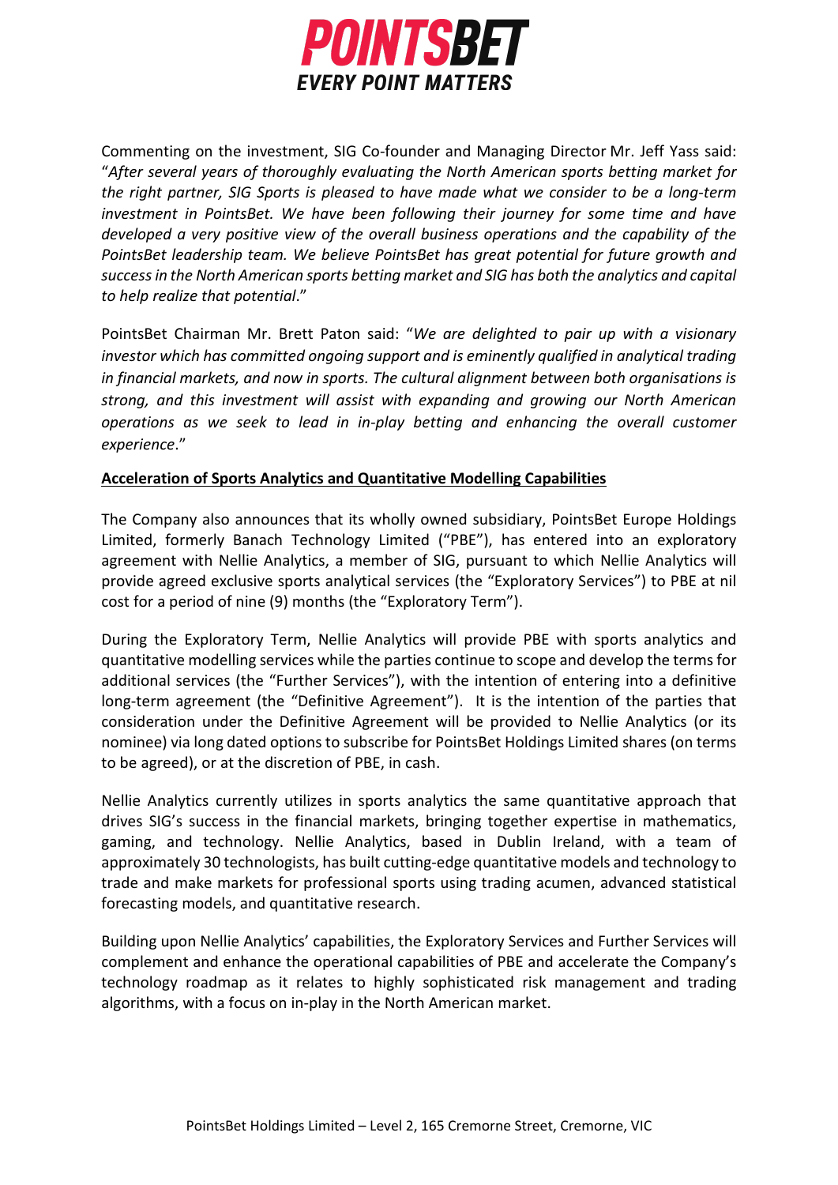Commenting on the investment, SIG Co-founder and Managing Director Mr. Jeff Yass said: "*After several years of thoroughly evaluating the North American sports betting market for the right partner, SIG Sports is pleased to have made what we consider to be a long-term investment in PointsBet. We have been following their journey for some time and have developed a very positive view of the overall business operations and the capability of the PointsBet leadership team. We believe PointsBet has great potential for future growth and success in the North American sports betting market and SIG has both the analytics and capital to help realize that potential*."

PointsBet Chairman Mr. Brett Paton said: "*We are delighted to pair up with a visionary investor which has committed ongoing support and is eminently qualified in analytical trading in financial markets, and now in sports. The cultural alignment between both organisations is strong, and this investment will assist with expanding and growing our North American operations as we seek to lead in in-play betting and enhancing the overall customer experience*."

**Acceleration of Sports Analytics and Quantitative Modelling Capabilities**

The Company also announces that its wholly owned subsidiary, PointsBet Europe Holdings Limited, formerly Banach Technology Limited ("PBE"), has entered into an exploratory agreement with Nellie Analytics, a member of SIG, pursuant to which Nellie Analytics will provide agreed exclusive sports analytical services (the "Exploratory Services") to PBE at nil cost for a period of nine (9) months (the "Exploratory Term").

During the Exploratory Term, Nellie Analytics will provide PBE with sports analytics and quantitative modelling services while the parties continue to scope and develop the terms for additional services (the "Further Services"), with the intention of entering into a definitive long-term agreement (the "Definitive Agreement"). It is the intention of the parties that consideration under the Definitive Agreement will be provided to Nellie Analytics (or its nominee) via long dated options to subscribe for PointsBet Holdings Limited shares (on terms to be agreed), or at the discretion of PBE, in cash.

Nellie Analytics currently utilizes in sports analytics the same quantitative approach that drives SIG's success in the financial markets, bringing together expertise in mathematics, gaming, and technology. Nellie Analytics, based in Dublin Ireland, with a team of approximately 30 technologists, has built cutting-edge quantitative models and technology to trade and make markets for professional sports using trading acumen, advanced statistical forecasting models, and quantitative research.

Building upon Nellie Analytics' capabilities, the Exploratory Services and Further Services will complement and enhance the operational capabilities of PBE and accelerate the Company's technology roadmap as it relates to highly sophisticated risk management and trading algorithms, with a focus on in-play in the North American market.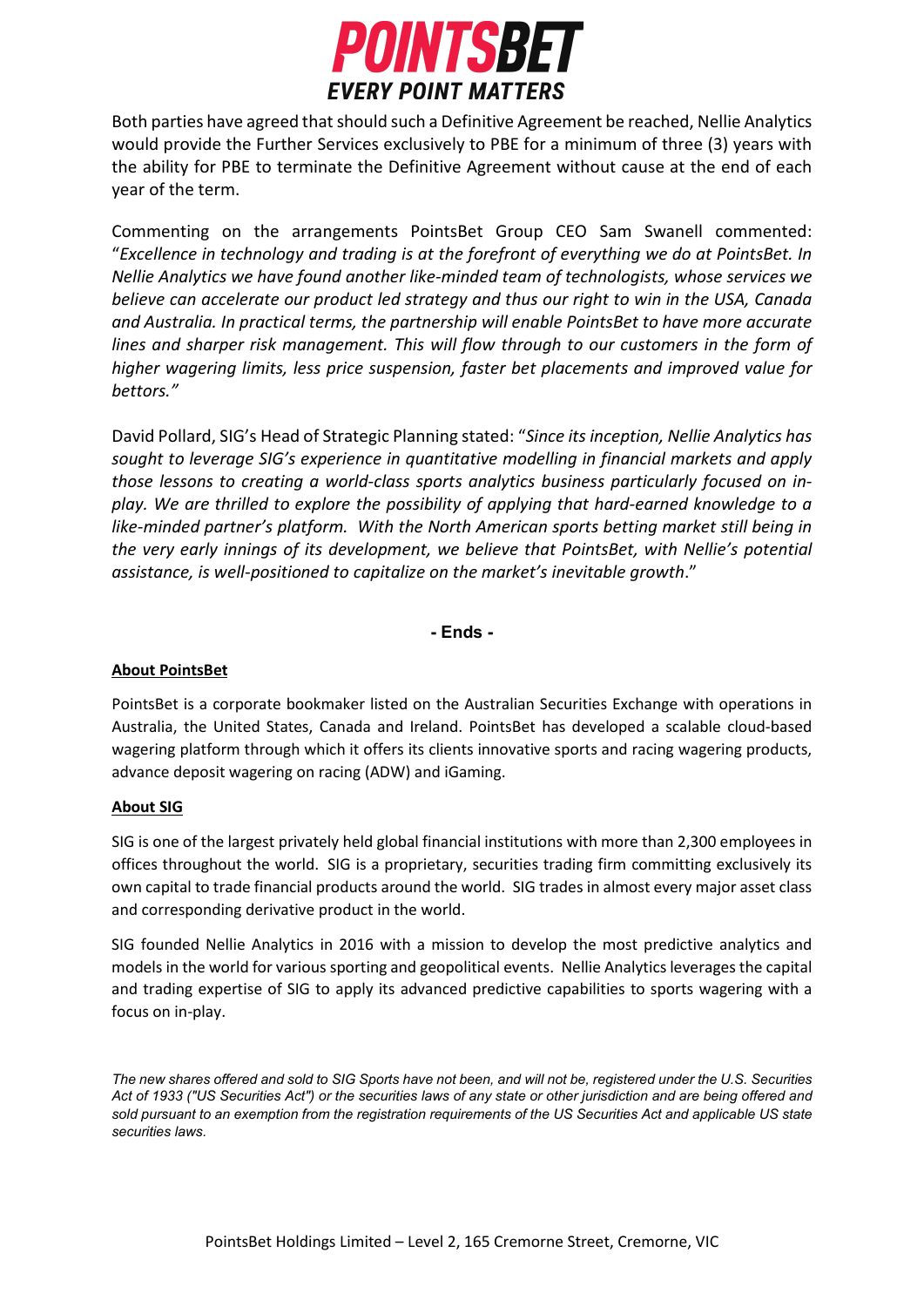Both parties have agreed that should such a Definitive Agreement be reached, Nellie Analytics would provide the Further Services exclusively to PBE for a minimum of three (3) years with the ability for PBE to terminate the Definitive Agreement without cause at the end of each year of the term.

Commenting on the arrangements PointsBet Group CEO Sam Swanell commented: "*Excellence in technology and trading is at the forefront of everything we do at PointsBet. In Nellie Analytics we have found another like-minded team of technologists, whose services we believe can accelerate our product led strategy and thus our right to win in the USA, Canada and Australia. In practical terms, the partnership will enable PointsBet to have more accurate lines and sharper risk management. This will flow through to our customers in the form of higher wagering limits, less price suspension, faster bet placements and improved value for bettors.*"

David Pollard, SIG's Head of Strategic Planning stated: "*Since its inception, Nellie Analytics has sought to leverage SIG's experience in quantitative modelling in financial markets and apply those lessons to creating a world-class sports analytics business particularly focused on in-play. We are thrilled to explore the possibility of applying that hard-earned knowledge to a like-minded partner's platform. With the North American sports betting market still being in the very early innings of its development, we believe that PointsBet, with Nellie's potential assistance, is well-positioned to capitalize on the market's inevitable growth*."

**- Ends -**

## About PointsBet

PointsBet is a corporate bookmaker listed on the Australian Securities Exchange with operations in Australia, the United States, Canada and Ireland. PointsBet has developed a scalable cloud-based wagering platform through which it offers its clients innovative sports and racing wagering products, advance deposit wagering on racing (ADW) and iGaming.

## About SIG

SIG is one of the largest privately held global financial institutions with more than 2,300 employees in offices throughout the world. SIG is a proprietary, securities trading firm committing exclusively its own capital to trade financial products around the world. SIG trades in almost every major asset class and corresponding derivative product in the world.

SIG founded Nellie Analytics in 2016 with a mission to develop the most predictive analytics and models in the world for various sporting and geopolitical events. Nellie Analytics leverages the capital and trading expertise of SIG to apply its advanced predictive capabilities to sports wagering with a focus on in-play.

*The new shares offered and sold to SIG Sports have not been, and will not be, registered under the U.S. Securities Act of 1933 ("US Securities Act") or the securities laws of any state or other jurisdiction and are being offered and sold pursuant to an exemption from the registration requirements of the US Securities Act and applicable US state securities laws.*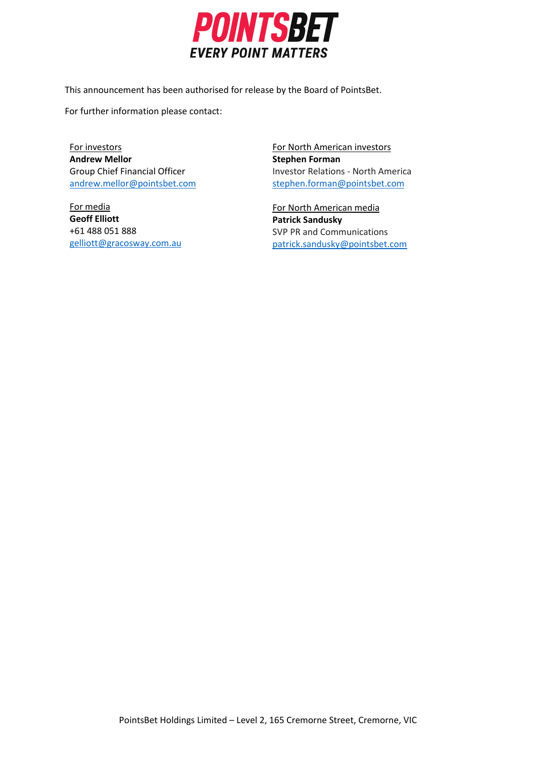**POINTSBET**

***EVERY POINT MATTERS***

This announcement has been authorised for release by the Board of PointsBet.

For further information please contact:

For investors
**Andrew Mellor**
Group Chief Financial Officer
andrew.mellor@pointsbet.com

For media
**Geoff Elliott**
+61 488 051 888
gelliott@gracosway.com.au

For North American investors
**Stephen Forman**
Investor Relations - North America
stephen.forman@pointsbet.com

For North American media
**Patrick Sandusky**
SVP PR and Communications
patrick.sandusky@pointsbet.com

PointsBet Holdings Limited – Level 2, 165 Cremorne Street, Cremorne, VIC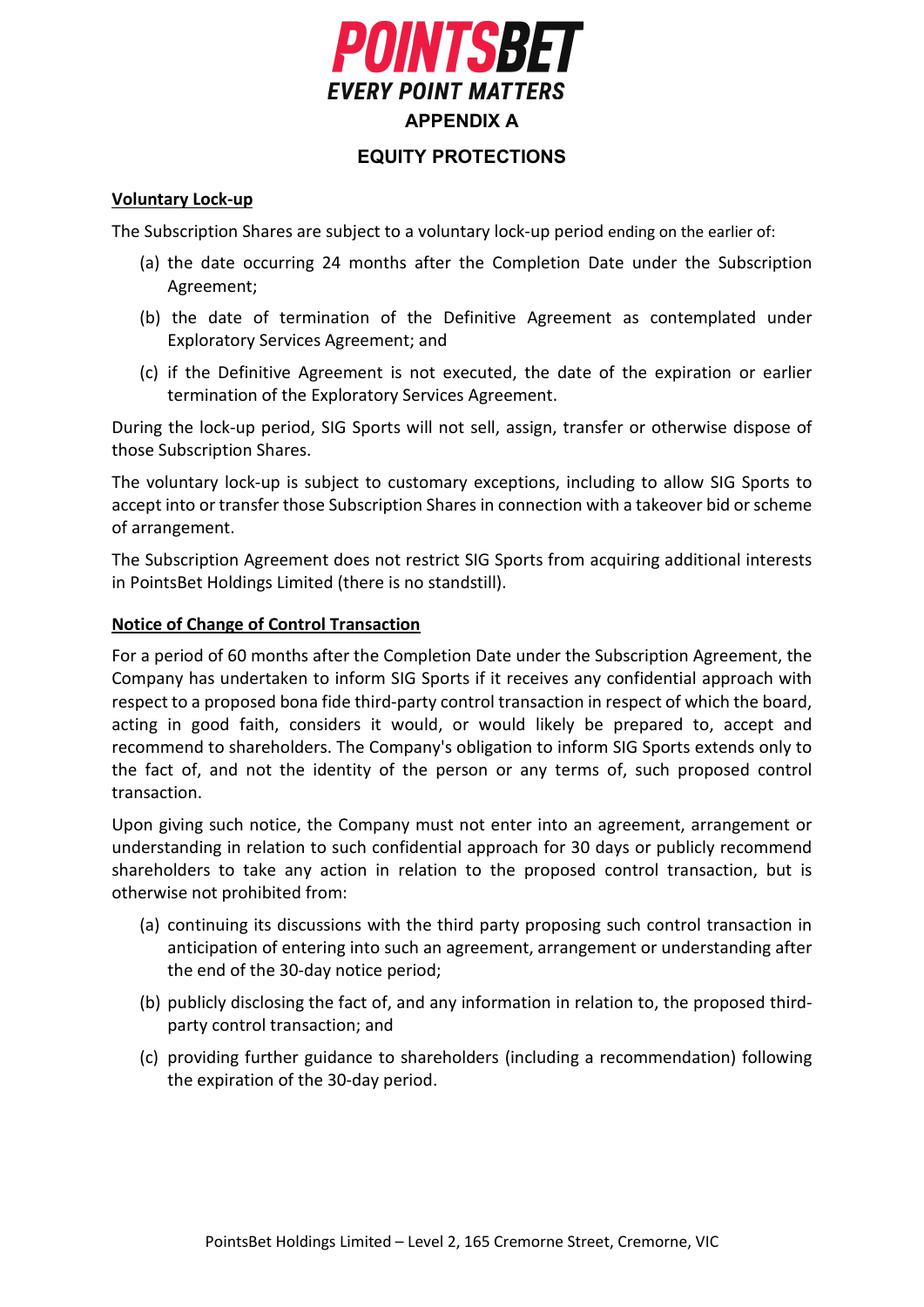# APPENDIX A

## EQUITY PROTECTIONS

**Voluntary Lock-up**

The Subscription Shares are subject to a voluntary lock-up period ending on the earlier of:

(a) the date occurring 24 months after the Completion Date under the Subscription Agreement;

(b) the date of termination of the Definitive Agreement as contemplated under Exploratory Services Agreement; and

(c) if the Definitive Agreement is not executed, the date of the expiration or earlier termination of the Exploratory Services Agreement.

During the lock-up period, SIG Sports will not sell, assign, transfer or otherwise dispose of those Subscription Shares.

The voluntary lock-up is subject to customary exceptions, including to allow SIG Sports to accept into or transfer those Subscription Shares in connection with a takeover bid or scheme of arrangement.

The Subscription Agreement does not restrict SIG Sports from acquiring additional interests in PointsBet Holdings Limited (there is no standstill).

**Notice of Change of Control Transaction**

For a period of 60 months after the Completion Date under the Subscription Agreement, the Company has undertaken to inform SIG Sports if it receives any confidential approach with respect to a proposed bona fide third-party control transaction in respect of which the board, acting in good faith, considers it would, or would likely be prepared to, accept and recommend to shareholders. The Company's obligation to inform SIG Sports extends only to the fact of, and not the identity of the person or any terms of, such proposed control transaction.

Upon giving such notice, the Company must not enter into an agreement, arrangement or understanding in relation to such confidential approach for 30 days or publicly recommend shareholders to take any action in relation to the proposed control transaction, but is otherwise not prohibited from:

(a) continuing its discussions with the third party proposing such control transaction in anticipation of entering into such an agreement, arrangement or understanding after the end of the 30-day notice period;

(b) publicly disclosing the fact of, and any information in relation to, the proposed third-party control transaction; and

(c) providing further guidance to shareholders (including a recommendation) following the expiration of the 30-day period.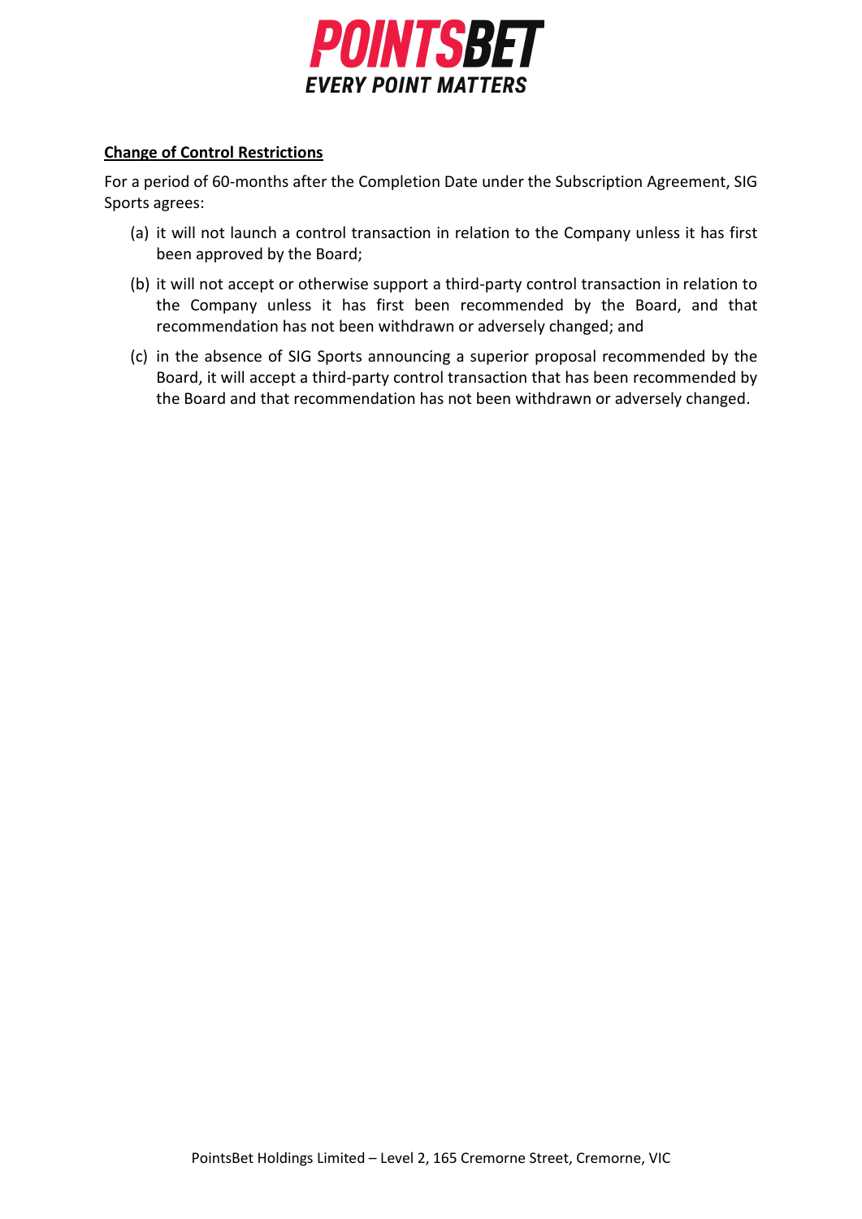**Change of Control Restrictions**

For a period of 60-months after the Completion Date under the Subscription Agreement, SIG Sports agrees:

(a) it will not launch a control transaction in relation to the Company unless it has first been approved by the Board;

(b) it will not accept or otherwise support a third-party control transaction in relation to the Company unless it has first been recommended by the Board, and that recommendation has not been withdrawn or adversely changed; and

(c) in the absence of SIG Sports announcing a superior proposal recommended by the Board, it will accept a third-party control transaction that has been recommended by the Board and that recommendation has not been withdrawn or adversely changed.